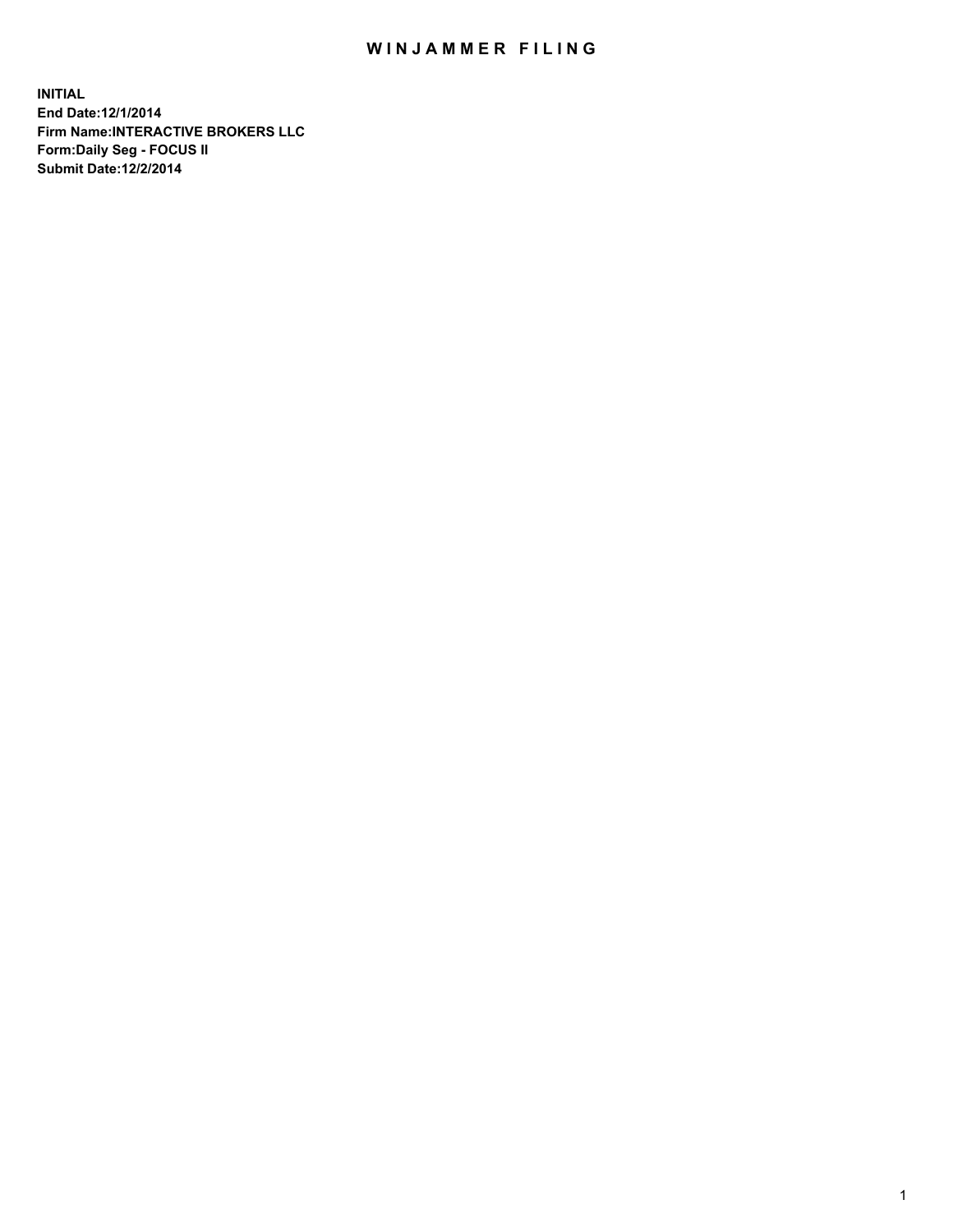# WINJAMMER FILING

**INITIAL**
**End Date:12/1/2014**
**Firm Name:INTERACTIVE BROKERS LLC**
**Form:Daily Seg - FOCUS II**
**Submit Date:12/2/2014**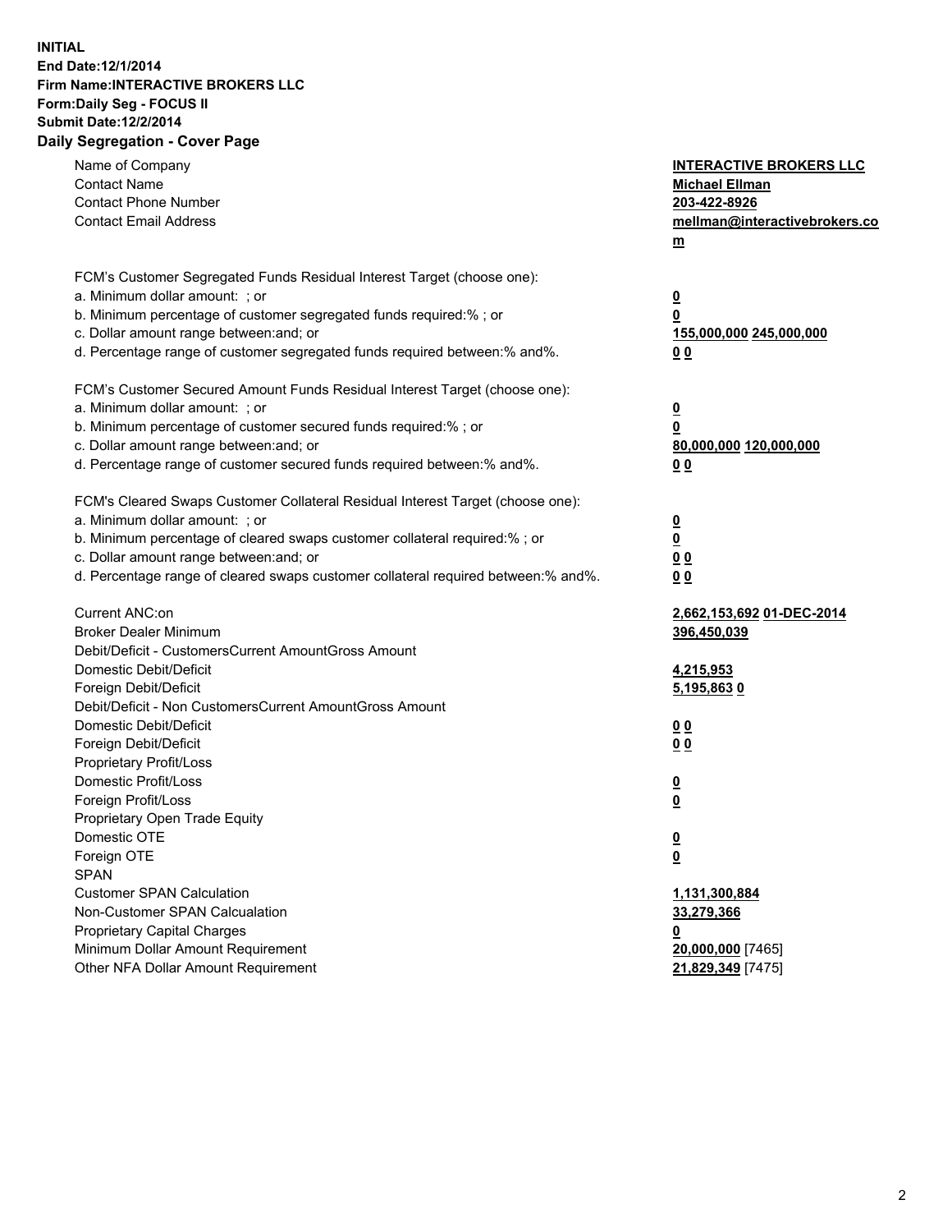**INITIAL**
**End Date:12/1/2014**
**Firm Name:INTERACTIVE BROKERS LLC**
**Form:Daily Seg - FOCUS II**
**Submit Date:12/2/2014**

## Daily Segregation - Cover Page

| | |
|---|---|
| Name of Company | **INTERACTIVE BROKERS LLC** |
| Contact Name | **Michael Ellman** |
| Contact Phone Number | **203-422-8926** |
| Contact Email Address | **mellman@interactivebrokers.com** |
| | |
| FCM's Customer Segregated Funds Residual Interest Target (choose one): | |
| a. Minimum dollar amount: ; or | **0** |
| b. Minimum percentage of customer segregated funds required:% ; or | **0** |
| c. Dollar amount range between:and; or | **155,000,000 245,000,000** |
| d. Percentage range of customer segregated funds required between:% and%. | **0 0** |
| | |
| FCM's Customer Secured Amount Funds Residual Interest Target (choose one): | |
| a. Minimum dollar amount: ; or | **0** |
| b. Minimum percentage of customer secured funds required:% ; or | **0** |
| c. Dollar amount range between:and; or | **80,000,000 120,000,000** |
| d. Percentage range of customer secured funds required between:% and%. | **0 0** |
| | |
| FCM's Cleared Swaps Customer Collateral Residual Interest Target (choose one): | |
| a. Minimum dollar amount: ; or | **0** |
| b. Minimum percentage of cleared swaps customer collateral required:% ; or | **0** |
| c. Dollar amount range between:and; or | **0 0** |
| d. Percentage range of cleared swaps customer collateral required between:% and%. | **0 0** |
| | |
| Current ANC:on | **2,662,153,692 01-DEC-2014** |
| Broker Dealer Minimum | **396,450,039** |
| Debit/Deficit - CustomersCurrent AmountGross Amount | |
| Domestic Debit/Deficit | **4,215,953** |
| Foreign Debit/Deficit | **5,195,863 0** |
| Debit/Deficit - Non CustomersCurrent AmountGross Amount | |
| Domestic Debit/Deficit | **0 0** |
| Foreign Debit/Deficit | **0 0** |
| Proprietary Profit/Loss | |
| Domestic Profit/Loss | **0** |
| Foreign Profit/Loss | **0** |
| Proprietary Open Trade Equity | |
| Domestic OTE | **0** |
| Foreign OTE | **0** |
| SPAN | |
| Customer SPAN Calculation | **1,131,300,884** |
| Non-Customer SPAN Calcualation | **33,279,366** |
| Proprietary Capital Charges | **0** |
| Minimum Dollar Amount Requirement | **20,000,000** [7465] |
| Other NFA Dollar Amount Requirement | **21,829,349** [7475] |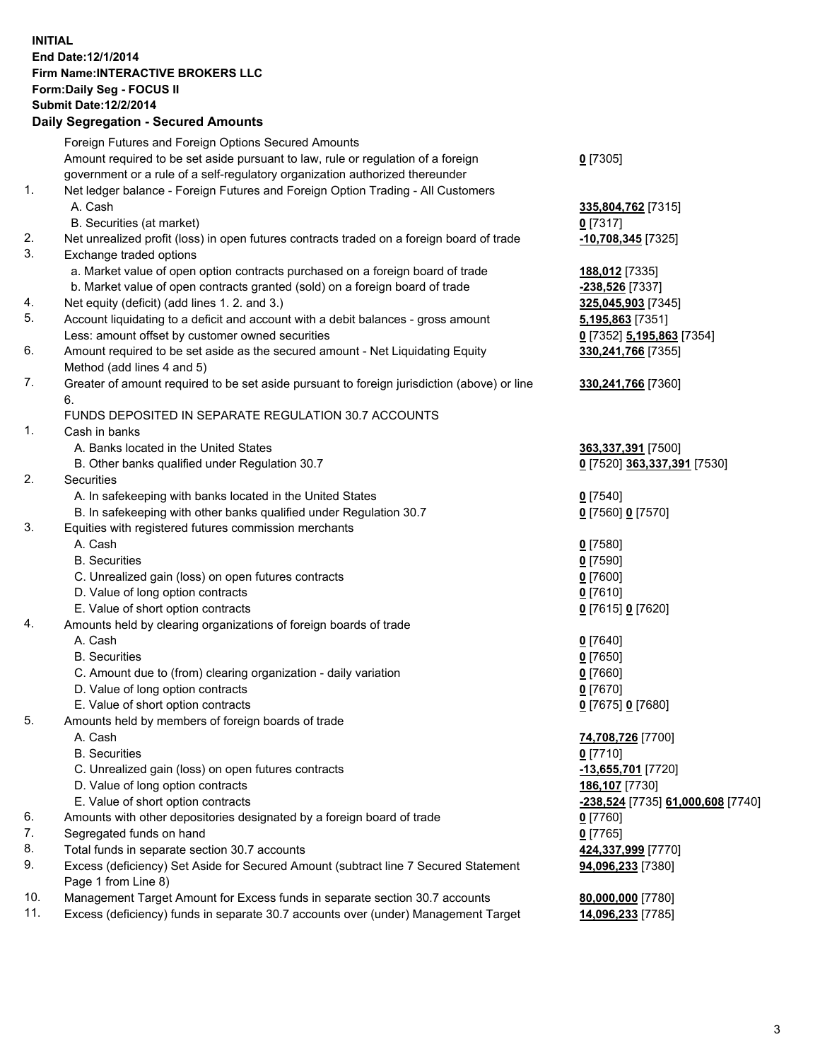**INITIAL**
**End Date:12/1/2014**
**Firm Name:INTERACTIVE BROKERS LLC**
**Form:Daily Seg - FOCUS II**
**Submit Date:12/2/2014**

## Daily Segregation - Secured Amounts

| | | |
|---|---|---|
| | Foreign Futures and Foreign Options Secured Amounts | |
| | Amount required to be set aside pursuant to law, rule or regulation of a foreign government or a rule of a self-regulatory organization authorized thereunder | **0** [7305] |
| 1. | Net ledger balance - Foreign Futures and Foreign Option Trading - All Customers | |
| | A. Cash | **335,804,762** [7315] |
| | B. Securities (at market) | **0** [7317] |
| 2. | Net unrealized profit (loss) in open futures contracts traded on a foreign board of trade | **-10,708,345** [7325] |
| 3. | Exchange traded options | |
| | a. Market value of open option contracts purchased on a foreign board of trade | **188,012** [7335] |
| | b. Market value of open contracts granted (sold) on a foreign board of trade | **-238,526** [7337] |
| 4. | Net equity (deficit) (add lines 1. 2. and 3.) | **325,045,903** [7345] |
| 5. | Account liquidating to a deficit and account with a debit balances - gross amount | **5,195,863** [7351] |
| | Less: amount offset by customer owned securities | **0** [7352] **5,195,863** [7354] |
| 6. | Amount required to be set aside as the secured amount - Net Liquidating Equity Method (add lines 4 and 5) | **330,241,766** [7355] |
| 7. | Greater of amount required to be set aside pursuant to foreign jurisdiction (above) or line 6. | **330,241,766** [7360] |
| | FUNDS DEPOSITED IN SEPARATE REGULATION 30.7 ACCOUNTS | |
| 1. | Cash in banks | |
| | A. Banks located in the United States | **363,337,391** [7500] |
| | B. Other banks qualified under Regulation 30.7 | **0** [7520] **363,337,391** [7530] |
| 2. | Securities | |
| | A. In safekeeping with banks located in the United States | **0** [7540] |
| | B. In safekeeping with other banks qualified under Regulation 30.7 | **0** [7560] **0** [7570] |
| 3. | Equities with registered futures commission merchants | |
| | A. Cash | **0** [7580] |
| | B. Securities | **0** [7590] |
| | C. Unrealized gain (loss) on open futures contracts | **0** [7600] |
| | D. Value of long option contracts | **0** [7610] |
| | E. Value of short option contracts | **0** [7615] **0** [7620] |
| 4. | Amounts held by clearing organizations of foreign boards of trade | |
| | A. Cash | **0** [7640] |
| | B. Securities | **0** [7650] |
| | C. Amount due to (from) clearing organization - daily variation | **0** [7660] |
| | D. Value of long option contracts | **0** [7670] |
| | E. Value of short option contracts | **0** [7675] **0** [7680] |
| 5. | Amounts held by members of foreign boards of trade | |
| | A. Cash | **74,708,726** [7700] |
| | B. Securities | **0** [7710] |
| | C. Unrealized gain (loss) on open futures contracts | **-13,655,701** [7720] |
| | D. Value of long option contracts | **186,107** [7730] |
| | E. Value of short option contracts | **-238,524** [7735] **61,000,608** [7740] |
| 6. | Amounts with other depositories designated by a foreign board of trade | **0** [7760] |
| 7. | Segregated funds on hand | **0** [7765] |
| 8. | Total funds in separate section 30.7 accounts | **424,337,999** [7770] |
| 9. | Excess (deficiency) Set Aside for Secured Amount (subtract line 7 Secured Statement Page 1 from Line 8) | **94,096,233** [7380] |
| 10. | Management Target Amount for Excess funds in separate section 30.7 accounts | **80,000,000** [7780] |
| 11. | Excess (deficiency) funds in separate 30.7 accounts over (under) Management Target | **14,096,233** [7785] |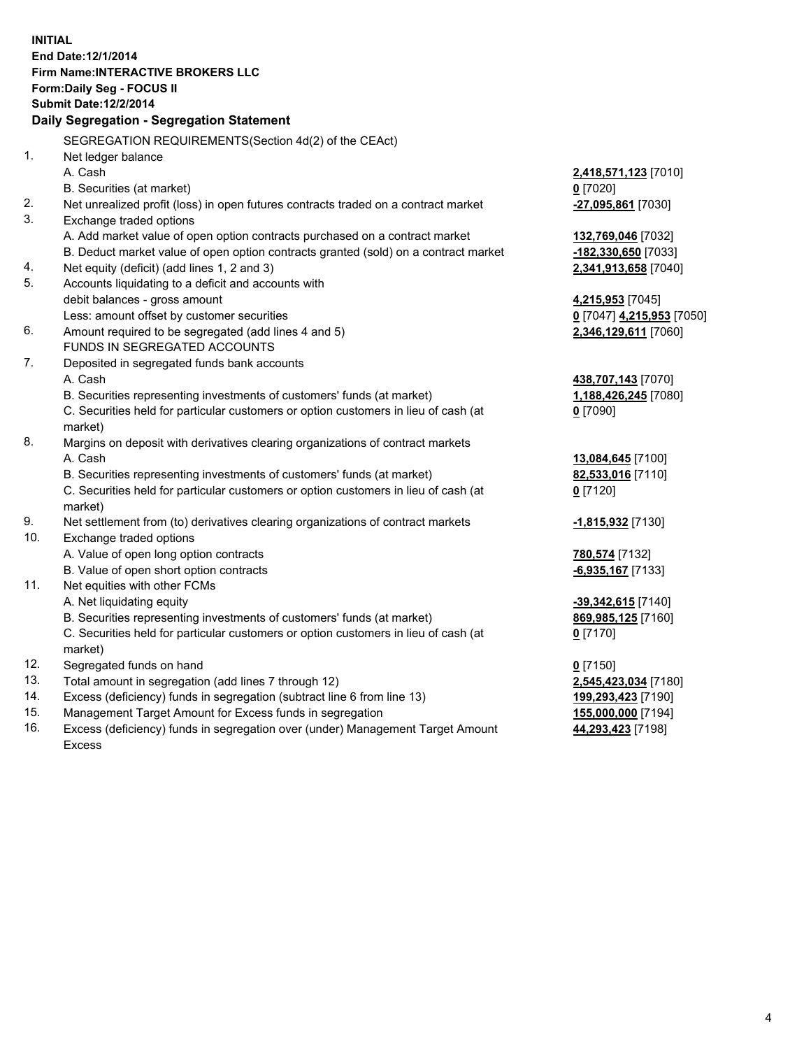**INITIAL**
**End Date:12/1/2014**
**Firm Name:INTERACTIVE BROKERS LLC**
**Form:Daily Seg - FOCUS II**
**Submit Date:12/2/2014**
**Daily Segregation - Segregation Statement**

| | | |
|---|---|---|
| | SEGREGATION REQUIREMENTS(Section 4d(2) of the CEAct) | |
| 1. | Net ledger balance | |
| | A. Cash | **2,418,571,123** [7010] |
| | B. Securities (at market) | **0** [7020] |
| 2. | Net unrealized profit (loss) in open futures contracts traded on a contract market | **-27,095,861** [7030] |
| 3. | Exchange traded options | |
| | A. Add market value of open option contracts purchased on a contract market | **132,769,046** [7032] |
| | B. Deduct market value of open option contracts granted (sold) on a contract market | **-182,330,650** [7033] |
| 4. | Net equity (deficit) (add lines 1, 2 and 3) | **2,341,913,658** [7040] |
| 5. | Accounts liquidating to a deficit and accounts with | |
| | debit balances - gross amount | **4,215,953** [7045] |
| | Less: amount offset by customer securities | **0** [7047] **4,215,953** [7050] |
| 6. | Amount required to be segregated (add lines 4 and 5) | **2,346,129,611** [7060] |
| | FUNDS IN SEGREGATED ACCOUNTS | |
| 7. | Deposited in segregated funds bank accounts | |
| | A. Cash | **438,707,143** [7070] |
| | B. Securities representing investments of customers' funds (at market) | **1,188,426,245** [7080] |
| | C. Securities held for particular customers or option customers in lieu of cash (at market) | **0** [7090] |
| 8. | Margins on deposit with derivatives clearing organizations of contract markets | |
| | A. Cash | **13,084,645** [7100] |
| | B. Securities representing investments of customers' funds (at market) | **82,533,016** [7110] |
| | C. Securities held for particular customers or option customers in lieu of cash (at market) | **0** [7120] |
| 9. | Net settlement from (to) derivatives clearing organizations of contract markets | **-1,815,932** [7130] |
| 10. | Exchange traded options | |
| | A. Value of open long option contracts | **780,574** [7132] |
| | B. Value of open short option contracts | **-6,935,167** [7133] |
| 11. | Net equities with other FCMs | |
| | A. Net liquidating equity | **-39,342,615** [7140] |
| | B. Securities representing investments of customers' funds (at market) | **869,985,125** [7160] |
| | C. Securities held for particular customers or option customers in lieu of cash (at market) | **0** [7170] |
| 12. | Segregated funds on hand | **0** [7150] |
| 13. | Total amount in segregation (add lines 7 through 12) | **2,545,423,034** [7180] |
| 14. | Excess (deficiency) funds in segregation (subtract line 6 from line 13) | **199,293,423** [7190] |
| 15. | Management Target Amount for Excess funds in segregation | **155,000,000** [7194] |
| 16. | Excess (deficiency) funds in segregation over (under) Management Target Amount Excess | **44,293,423** [7198] |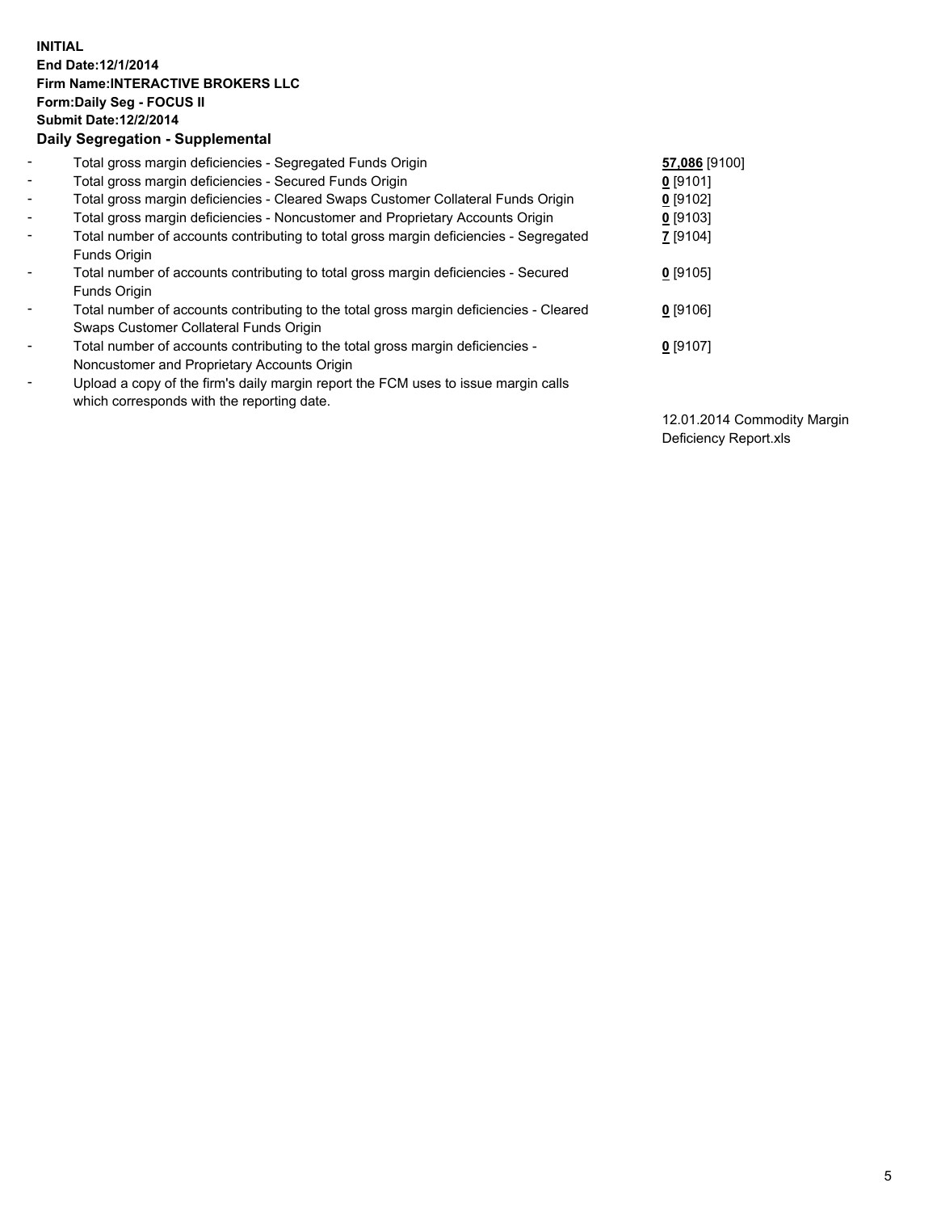**INITIAL**
**End Date:12/1/2014**
**Firm Name:INTERACTIVE BROKERS LLC**
**Form:Daily Seg - FOCUS II**
**Submit Date:12/2/2014**

**Daily Segregation - Supplemental**

| | | |
|---|---|---|
| - | Total gross margin deficiencies - Segregated Funds Origin | **57,086** [9100] |
| - | Total gross margin deficiencies - Secured Funds Origin | **0** [9101] |
| - | Total gross margin deficiencies - Cleared Swaps Customer Collateral Funds Origin | **0** [9102] |
| - | Total gross margin deficiencies - Noncustomer and Proprietary Accounts Origin | **0** [9103] |
| - | Total number of accounts contributing to total gross margin deficiencies - Segregated Funds Origin | **7** [9104] |
| - | Total number of accounts contributing to total gross margin deficiencies - Secured Funds Origin | **0** [9105] |
| - | Total number of accounts contributing to the total gross margin deficiencies - Cleared Swaps Customer Collateral Funds Origin | **0** [9106] |
| - | Total number of accounts contributing to the total gross margin deficiencies - Noncustomer and Proprietary Accounts Origin | **0** [9107] |
| - | Upload a copy of the firm's daily margin report the FCM uses to issue margin calls which corresponds with the reporting date. | 12.01.2014 Commodity Margin Deficiency Report.xls |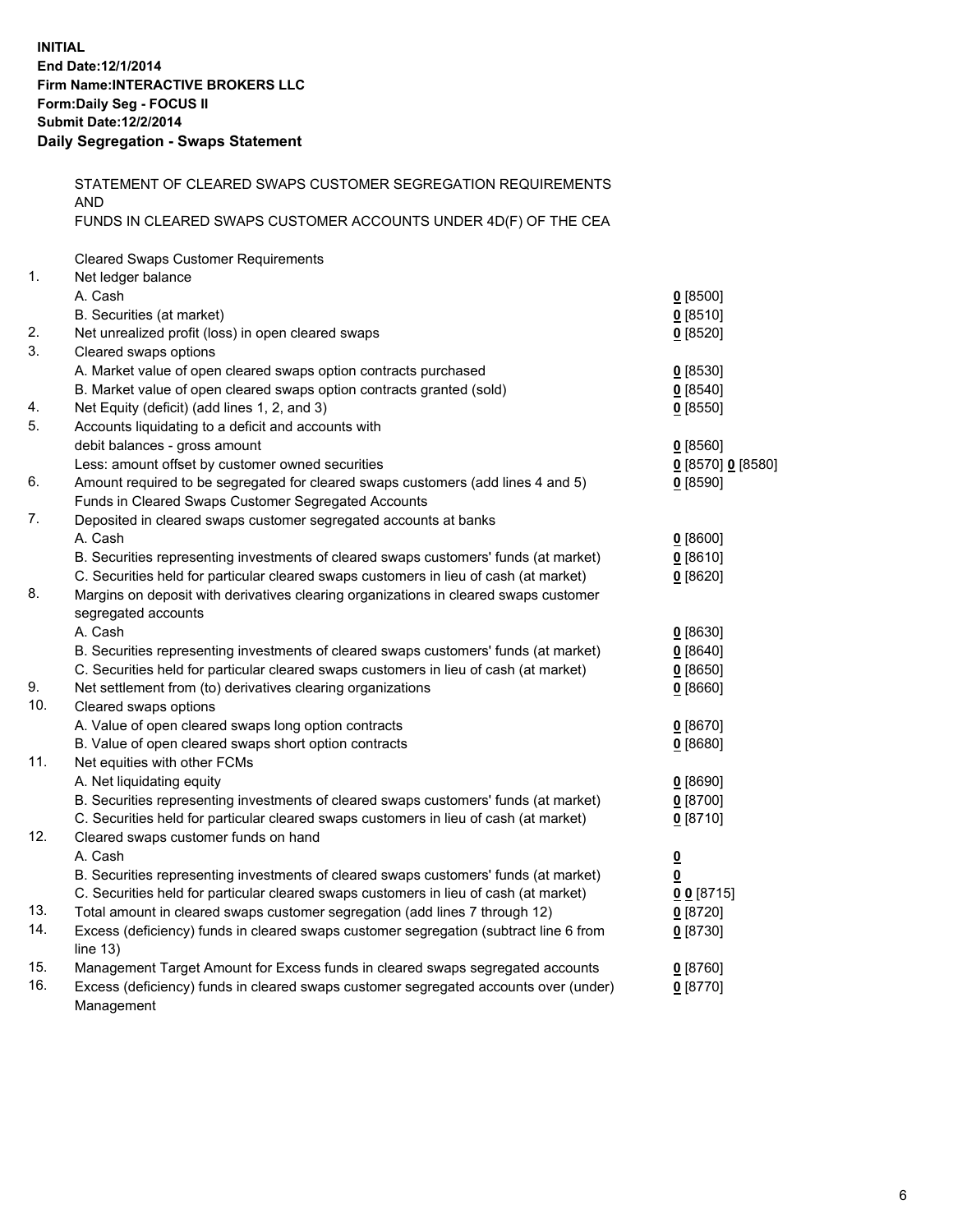**INITIAL**
**End Date:12/1/2014**
**Firm Name:INTERACTIVE BROKERS LLC**
**Form:Daily Seg - FOCUS II**
**Submit Date:12/2/2014**
**Daily Segregation - Swaps Statement**

STATEMENT OF CLEARED SWAPS CUSTOMER SEGREGATION REQUIREMENTS AND FUNDS IN CLEARED SWAPS CUSTOMER ACCOUNTS UNDER 4D(F) OF THE CEA

| | | |
|---|---|---|
| | Cleared Swaps Customer Requirements | |
| 1. | Net ledger balance | |
| | A. Cash | 0 [8500] |
| | B. Securities (at market) | 0 [8510] |
| 2. | Net unrealized profit (loss) in open cleared swaps | 0 [8520] |
| 3. | Cleared swaps options | |
| | A. Market value of open cleared swaps option contracts purchased | 0 [8530] |
| | B. Market value of open cleared swaps option contracts granted (sold) | 0 [8540] |
| 4. | Net Equity (deficit) (add lines 1, 2, and 3) | 0 [8550] |
| 5. | Accounts liquidating to a deficit and accounts with debit balances - gross amount | 0 [8560] |
| | Less: amount offset by customer owned securities | 0 [8570] 0 [8580] |
| 6. | Amount required to be segregated for cleared swaps customers (add lines 4 and 5) | 0 [8590] |
| | Funds in Cleared Swaps Customer Segregated Accounts | |
| 7. | Deposited in cleared swaps customer segregated accounts at banks | |
| | A. Cash | 0 [8600] |
| | B. Securities representing investments of cleared swaps customers' funds (at market) | 0 [8610] |
| | C. Securities held for particular cleared swaps customers in lieu of cash (at market) | 0 [8620] |
| 8. | Margins on deposit with derivatives clearing organizations in cleared swaps customer segregated accounts | |
| | A. Cash | 0 [8630] |
| | B. Securities representing investments of cleared swaps customers' funds (at market) | 0 [8640] |
| | C. Securities held for particular cleared swaps customers in lieu of cash (at market) | 0 [8650] |
| 9. | Net settlement from (to) derivatives clearing organizations | 0 [8660] |
| 10. | Cleared swaps options | |
| | A. Value of open cleared swaps long option contracts | 0 [8670] |
| | B. Value of open cleared swaps short option contracts | 0 [8680] |
| 11. | Net equities with other FCMs | |
| | A. Net liquidating equity | 0 [8690] |
| | B. Securities representing investments of cleared swaps customers' funds (at market) | 0 [8700] |
| | C. Securities held for particular cleared swaps customers in lieu of cash (at market) | 0 [8710] |
| 12. | Cleared swaps customer funds on hand | |
| | A. Cash | 0 |
| | B. Securities representing investments of cleared swaps customers' funds (at market) | 0 |
| | C. Securities held for particular cleared swaps customers in lieu of cash (at market) | 0 0 [8715] |
| 13. | Total amount in cleared swaps customer segregation (add lines 7 through 12) | 0 [8720] |
| 14. | Excess (deficiency) funds in cleared swaps customer segregation (subtract line 6 from line 13) | 0 [8730] |
| 15. | Management Target Amount for Excess funds in cleared swaps segregated accounts | 0 [8760] |
| 16. | Excess (deficiency) funds in cleared swaps customer segregated accounts over (under) Management | 0 [8770] |